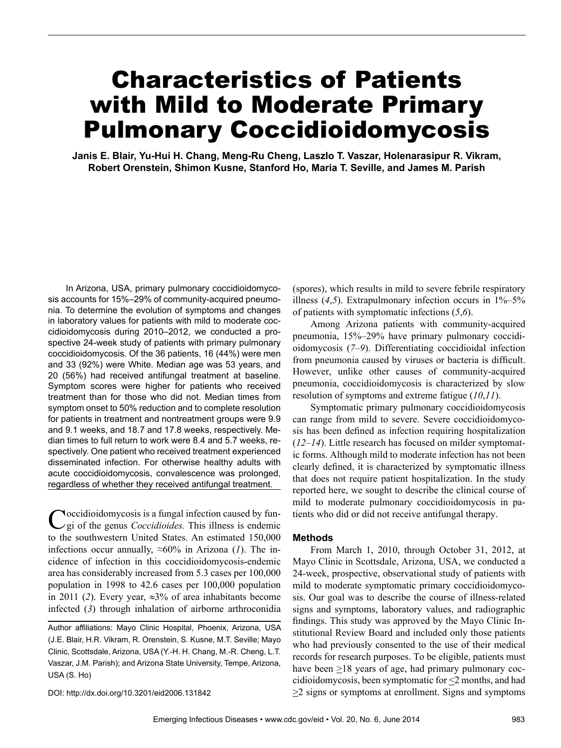# Characteristics of Patients with Mild to Moderate Primary Pulmonary Coccidioidomycosis

**Janis E. Blair, Yu-Hui H. Chang, Meng-Ru Cheng, Laszlo T. Vaszar, Holenarasipur R. Vikram, Robert Orenstein, Shimon Kusne, Stanford Ho, Maria T. Seville, and James M. Parish**

In Arizona, USA, primary pulmonary coccidioidomycosis accounts for 15%–29% of community-acquired pneumonia. To determine the evolution of symptoms and changes in laboratory values for patients with mild to moderate coccidioidomycosis during 2010–2012, we conducted a prospective 24-week study of patients with primary pulmonary coccidioidomycosis. Of the 36 patients, 16 (44%) were men and 33 (92%) were White. Median age was 53 years, and 20 (56%) had received antifungal treatment at baseline. Symptom scores were higher for patients who received treatment than for those who did not. Median times from symptom onset to 50% reduction and to complete resolution for patients in treatment and nontreatment groups were 9.9 and 9.1 weeks, and 18.7 and 17.8 weeks, respectively. Median times to full return to work were 8.4 and 5.7 weeks, respectively. One patient who received treatment experienced disseminated infection. For otherwise healthy adults with acute coccidioidomycosis, convalescence was prolonged, regardless of whether they received antifungal treatment.

Coccidioidomycosis is a fungal infection caused by fungi of the genus *Coccidioides.* This illness is endemic to the southwestern United States. An estimated 150,000 infections occur annually, ≈60% in Arizona (*1*). The incidence of infection in this coccidioidomycosis-endemic area has considerably increased from 5.3 cases per 100,000 population in 1998 to 42.6 cases per 100,000 population in 2011 (*2*). Every year, ≈3% of area inhabitants become infected (*3*) through inhalation of airborne arthroconidia (spores), which results in mild to severe febrile respiratory illness (*4*,*5*). Extrapulmonary infection occurs in 1%–5% of patients with symptomatic infections (*5*,*6*).

Author affiliations: Mayo Clinic Hospital, Phoenix, Arizona, USA (J.E. Blair, H.R. Vikram, R. Orenstein, S. Kusne, M.T. Seville); Mayo Clinic, Scottsdale, Arizona, USA (Y.-H. H. Chang, M.-R. Cheng, L.T. Vaszar, J.M. Parish); and Arizona State University, Tempe, Arizona, USA (S. Ho)

DOI: http://dx.doi.org/10.3201/eid2006.131842

Among Arizona patients with community-acquired pneumonia, 15%–29% have primary pulmonary coccidioidomycosis (*7*–*9*). Differentiating coccidioidal infection from pneumonia caused by viruses or bacteria is difficult. However, unlike other causes of community-acquired pneumonia, coccidioidomycosis is characterized by slow resolution of symptoms and extreme fatigue (*10*,*11*).

Symptomatic primary pulmonary coccidioidomycosis can range from mild to severe. Severe coccidioidomycosis has been defined as infection requiring hospitalization (*12*–*14*). Little research has focused on milder symptomatic forms. Although mild to moderate infection has not been clearly defined, it is characterized by symptomatic illness that does not require patient hospitalization. In the study reported here, we sought to describe the clinical course of mild to moderate pulmonary coccidioidomycosis in patients who did or did not receive antifungal therapy.

## Methods

From March 1, 2010, through October 31, 2012, at Mayo Clinic in Scottsdale, Arizona, USA, we conducted a 24-week, prospective, observational study of patients with mild to moderate symptomatic primary coccidioidomycosis. Our goal was to describe the course of illness-related signs and symptoms, laboratory values, and radiographic findings. This study was approved by the Mayo Clinic Institutional Review Board and included only those patients who had previously consented to the use of their medical records for research purposes. To be eligible, patients must have been ≥18 years of age, had primary pulmonary coccidioidomycosis, been symptomatic for ≤2 months, and had ≥2 signs or symptoms at enrollment. Signs and symptoms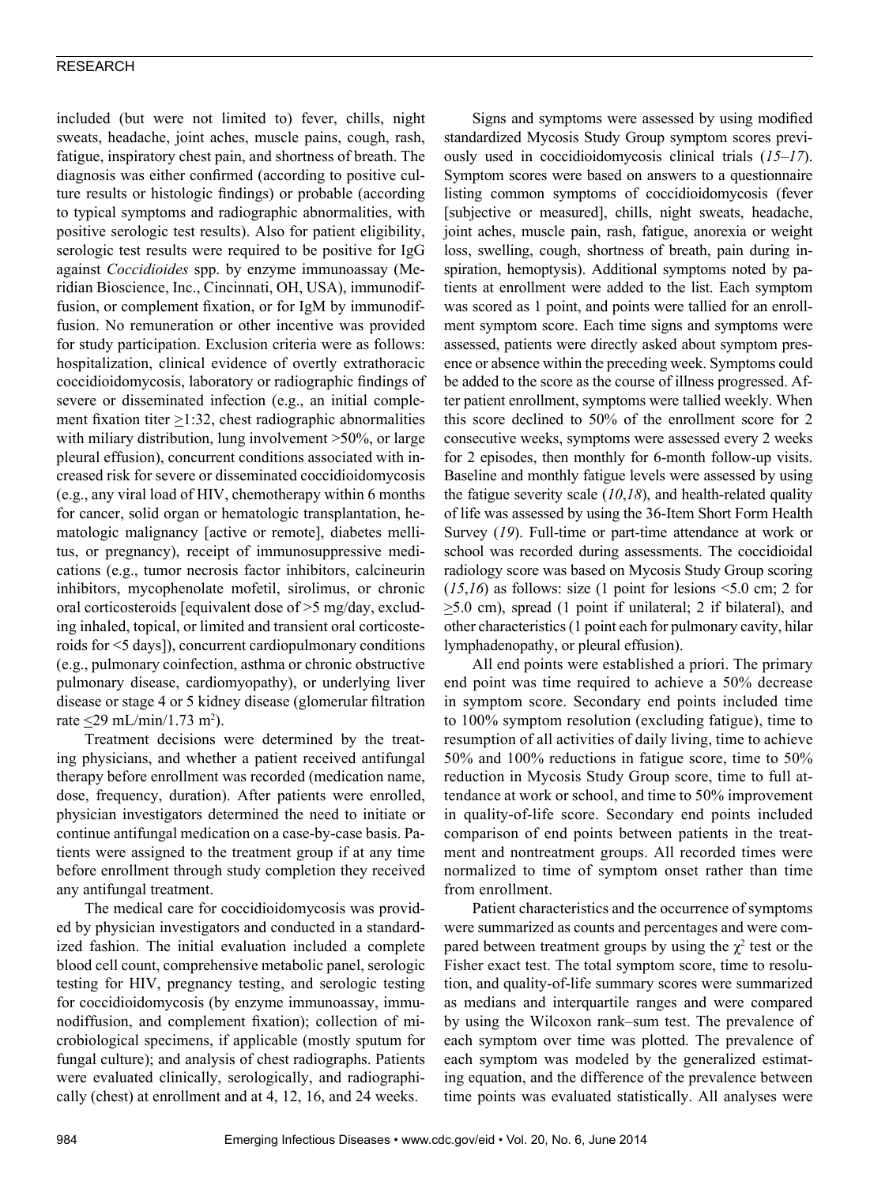included (but were not limited to) fever, chills, night sweats, headache, joint aches, muscle pains, cough, rash, fatigue, inspiratory chest pain, and shortness of breath. The diagnosis was either confirmed (according to positive culture results or histologic findings) or probable (according to typical symptoms and radiographic abnormalities, with positive serologic test results). Also for patient eligibility, serologic test results were required to be positive for IgG against *Coccidioides* spp. by enzyme immunoassay (Meridian Bioscience, Inc., Cincinnati, OH, USA), immunodiffusion, or complement fixation, or for IgM by immunodiffusion. No remuneration or other incentive was provided for study participation. Exclusion criteria were as follows: hospitalization, clinical evidence of overtly extrathoracic coccidioidomycosis, laboratory or radiographic findings of severe or disseminated infection (e.g., an initial complement fixation titer ≥1:32, chest radiographic abnormalities with miliary distribution, lung involvement >50%, or large pleural effusion), concurrent conditions associated with increased risk for severe or disseminated coccidioidomycosis (e.g., any viral load of HIV, chemotherapy within 6 months for cancer, solid organ or hematologic transplantation, hematologic malignancy [active or remote], diabetes mellitus, or pregnancy), receipt of immunosuppressive medications (e.g., tumor necrosis factor inhibitors, calcineurin inhibitors, mycophenolate mofetil, sirolimus, or chronic oral corticosteroids [equivalent dose of >5 mg/day, excluding inhaled, topical, or limited and transient oral corticosteroids for <5 days]), concurrent cardiopulmonary conditions (e.g., pulmonary coinfection, asthma or chronic obstructive pulmonary disease, cardiomyopathy), or underlying liver disease or stage 4 or 5 kidney disease (glomerular filtration rate ≤29 mL/min/1.73 $m^2$).

Treatment decisions were determined by the treating physicians, and whether a patient received antifungal therapy before enrollment was recorded (medication name, dose, frequency, duration). After patients were enrolled, physician investigators determined the need to initiate or continue antifungal medication on a case-by-case basis. Patients were assigned to the treatment group if at any time before enrollment through study completion they received any antifungal treatment.

The medical care for coccidioidomycosis was provided by physician investigators and conducted in a standardized fashion. The initial evaluation included a complete blood cell count, comprehensive metabolic panel, serologic testing for HIV, pregnancy testing, and serologic testing for coccidioidomycosis (by enzyme immunoassay, immunodiffusion, and complement fixation); collection of microbiological specimens, if applicable (mostly sputum for fungal culture); and analysis of chest radiographs. Patients were evaluated clinically, serologically, and radiographically (chest) at enrollment and at 4, 12, 16, and 24 weeks.

Signs and symptoms were assessed by using modified standardized Mycosis Study Group symptom scores previously used in coccidioidomycosis clinical trials (*15–17*). Symptom scores were based on answers to a questionnaire listing common symptoms of coccidioidomycosis (fever [subjective or measured], chills, night sweats, headache, joint aches, muscle pain, rash, fatigue, anorexia or weight loss, swelling, cough, shortness of breath, pain during inspiration, hemoptysis). Additional symptoms noted by patients at enrollment were added to the list. Each symptom was scored as 1 point, and points were tallied for an enrollment symptom score. Each time signs and symptoms were assessed, patients were directly asked about symptom presence or absence within the preceding week. Symptoms could be added to the score as the course of illness progressed. After patient enrollment, symptoms were tallied weekly. When this score declined to 50% of the enrollment score for 2 consecutive weeks, symptoms were assessed every 2 weeks for 2 episodes, then monthly for 6-month follow-up visits. Baseline and monthly fatigue levels were assessed by using the fatigue severity scale (*10*,*18*), and health-related quality of life was assessed by using the 36-Item Short Form Health Survey (*19*). Full-time or part-time attendance at work or school was recorded during assessments. The coccidioidal radiology score was based on Mycosis Study Group scoring (*15*,*16*) as follows: size (1 point for lesions <5.0 cm; 2 for ≥5.0 cm), spread (1 point if unilateral; 2 if bilateral), and other characteristics (1 point each for pulmonary cavity, hilar lymphadenopathy, or pleural effusion).

All end points were established a priori. The primary end point was time required to achieve a 50% decrease in symptom score. Secondary end points included time to 100% symptom resolution (excluding fatigue), time to resumption of all activities of daily living, time to achieve 50% and 100% reductions in fatigue score, time to 50% reduction in Mycosis Study Group score, time to full attendance at work or school, and time to 50% improvement in quality-of-life score. Secondary end points included comparison of end points between patients in the treatment and nontreatment groups. All recorded times were normalized to time of symptom onset rather than time from enrollment.

Patient characteristics and the occurrence of symptoms were summarized as counts and percentages and were compared between treatment groups by using the $\chi^2$ test or the Fisher exact test. The total symptom score, time to resolution, and quality-of-life summary scores were summarized as medians and interquartile ranges and were compared by using the Wilcoxon rank–sum test. The prevalence of each symptom over time was plotted. The prevalence of each symptom was modeled by the generalized estimating equation, and the difference of the prevalence between time points was evaluated statistically. All analyses were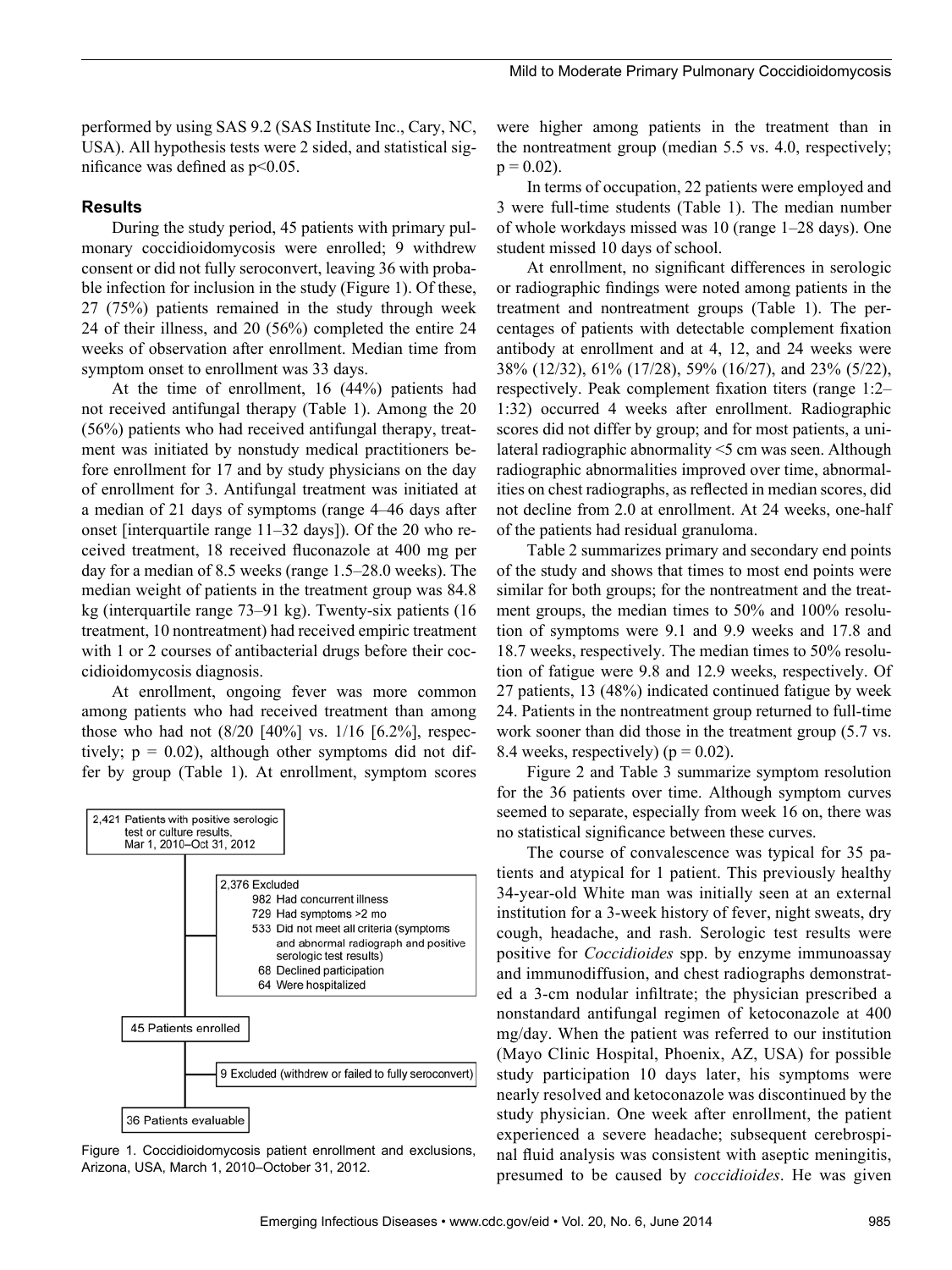performed by using SAS 9.2 (SAS Institute Inc., Cary, NC, USA). All hypothesis tests were 2 sided, and statistical significance was defined as p<0.05.

### Results

During the study period, 45 patients with primary pulmonary coccidioidomycosis were enrolled; 9 withdrew consent or did not fully seroconvert, leaving 36 with probable infection for inclusion in the study (Figure 1). Of these, 27 (75%) patients remained in the study through week 24 of their illness, and 20 (56%) completed the entire 24 weeks of observation after enrollment. Median time from symptom onset to enrollment was 33 days.

At the time of enrollment, 16 (44%) patients had not received antifungal therapy (Table 1). Among the 20 (56%) patients who had received antifungal therapy, treatment was initiated by nonstudy medical practitioners before enrollment for 17 and by study physicians on the day of enrollment for 3. Antifungal treatment was initiated at a median of 21 days of symptoms (range 4–46 days after onset [interquartile range 11–32 days]). Of the 20 who received treatment, 18 received fluconazole at 400 mg per day for a median of 8.5 weeks (range 1.5–28.0 weeks). The median weight of patients in the treatment group was 84.8 kg (interquartile range 73–91 kg). Twenty-six patients (16 treatment, 10 nontreatment) had received empiric treatment with 1 or 2 courses of antibacterial drugs before their coccidioidomycosis diagnosis.

At enrollment, ongoing fever was more common among patients who had received treatment than among those who had not (8/20 [40%] vs. 1/16 [6.2%], respectively; p = 0.02), although other symptoms did not differ by group (Table 1). At enrollment, symptom scores were higher among patients in the treatment than in the nontreatment group (median 5.5 vs. 4.0, respectively; p = 0.02).

In terms of occupation, 22 patients were employed and 3 were full-time students (Table 1). The median number of whole workdays missed was 10 (range 1–28 days). One student missed 10 days of school.

At enrollment, no significant differences in serologic or radiographic findings were noted among patients in the treatment and nontreatment groups (Table 1). The percentages of patients with detectable complement fixation antibody at enrollment and at 4, 12, and 24 weeks were 38% (12/32), 61% (17/28), 59% (16/27), and 23% (5/22), respectively. Peak complement fixation titers (range 1:2–1:32) occurred 4 weeks after enrollment. Radiographic scores did not differ by group; and for most patients, a unilateral radiographic abnormality <5 cm was seen. Although radiographic abnormalities improved over time, abnormalities on chest radiographs, as reflected in median scores, did not decline from 2.0 at enrollment. At 24 weeks, one-half of the patients had residual granuloma.

Table 2 summarizes primary and secondary end points of the study and shows that times to most end points were similar for both groups; for the nontreatment and the treatment groups, the median times to 50% and 100% resolution of symptoms were 9.1 and 9.9 weeks and 17.8 and 18.7 weeks, respectively. The median times to 50% resolution of fatigue were 9.8 and 12.9 weeks, respectively. Of 27 patients, 13 (48%) indicated continued fatigue by week 24. Patients in the nontreatment group returned to full-time work sooner than did those in the treatment group (5.7 vs. 8.4 weeks, respectively) (p = 0.02).

Figure 2 and Table 3 summarize symptom resolution for the 36 patients over time. Although symptom curves seemed to separate, especially from week 16 on, there was no statistical significance between these curves.

The course of convalescence was typical for 35 patients and atypical for 1 patient. This previously healthy 34-year-old White man was initially seen at an external institution for a 3-week history of fever, night sweats, dry cough, headache, and rash. Serologic test results were positive for *Coccidioides* spp. by enzyme immunoassay and immunodiffusion, and chest radiographs demonstrated a 3-cm nodular infiltrate; the physician prescribed a nonstandard antifungal regimen of ketoconazole at 400 mg/day. When the patient was referred to our institution (Mayo Clinic Hospital, Phoenix, AZ, USA) for possible study participation 10 days later, his symptoms were nearly resolved and ketoconazole was discontinued by the study physician. One week after enrollment, the patient experienced a severe headache; subsequent cerebrospinal fluid analysis was consistent with aseptic meningitis, presumed to be caused by *coccidioides*. He was given

2,421 Patients with positive serologic test or culture results, Mar 1, 2010–Oct 31, 2012

2,376 Excluded
- 982 Had concurrent illness
- 729 Had symptoms >2 mo
- 533 Did not meet all criteria (symptoms and abnormal radiograph and positive serologic test results)
- 68 Declined participation
- 64 Were hospitalized

45 Patients enrolled

9 Excluded (withdrew or failed to fully seroconvert)

36 Patients evaluable

Figure 1. Coccidioidomycosis patient enrollment and exclusions, Arizona, USA, March 1, 2010–October 31, 2012.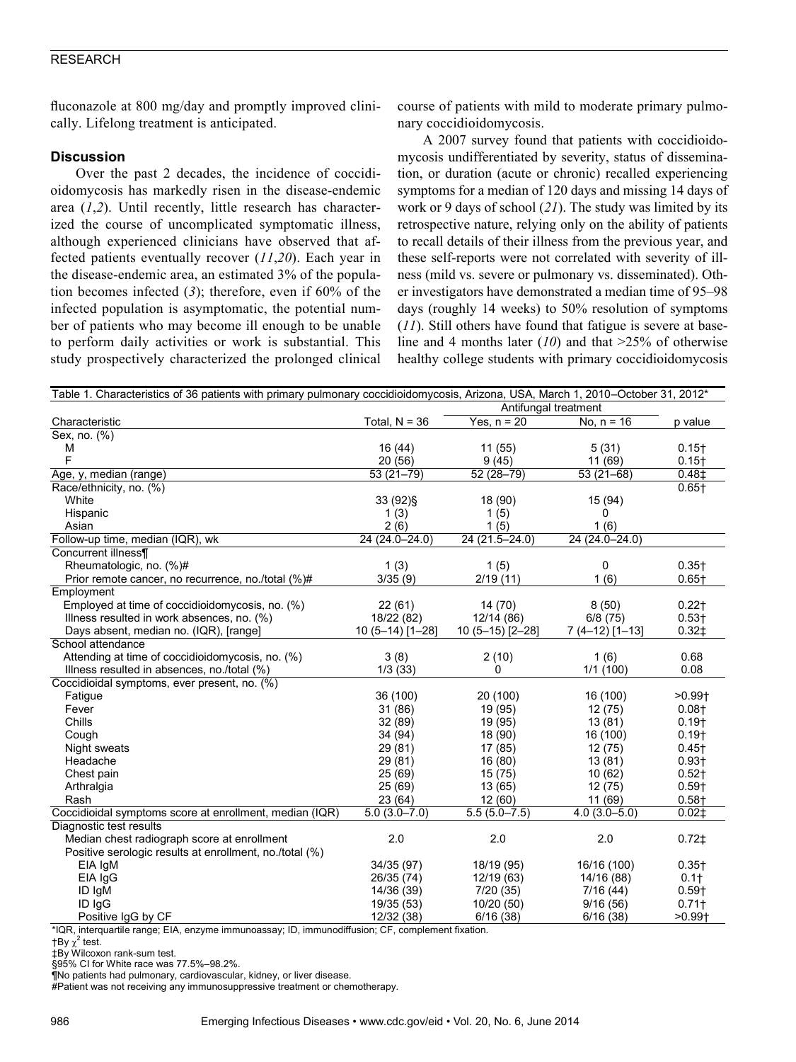fluconazole at 800 mg/day and promptly improved clinically. Lifelong treatment is anticipated.

## Discussion

Over the past 2 decades, the incidence of coccidioidomycosis has markedly risen in the disease-endemic area (*1*,*2*). Until recently, little research has characterized the course of uncomplicated symptomatic illness, although experienced clinicians have observed that affected patients eventually recover (*11*,*20*). Each year in the disease-endemic area, an estimated 3% of the population becomes infected (*3*); therefore, even if 60% of the infected population is asymptomatic, the potential number of patients who may become ill enough to be unable to perform daily activities or work is substantial. This study prospectively characterized the prolonged clinical course of patients with mild to moderate primary pulmonary coccidioidomycosis.

A 2007 survey found that patients with coccidioidomycosis undifferentiated by severity, status of dissemination, or duration (acute or chronic) recalled experiencing symptoms for a median of 120 days and missing 14 days of work or 9 days of school (*21*). The study was limited by its retrospective nature, relying only on the ability of patients to recall details of their illness from the previous year, and these self-reports were not correlated with severity of illness (mild vs. severe or pulmonary vs. disseminated). Other investigators have demonstrated a median time of 95–98 days (roughly 14 weeks) to 50% resolution of symptoms (*11*). Still others have found that fatigue is severe at baseline and 4 months later (*10*) and that >25% of otherwise healthy college students with primary coccidioidomycosis

Table 1. Characteristics of 36 patients with primary pulmonary coccidioidomycosis, Arizona, USA, March 1, 2010–October 31, 2012*

| Characteristic | Total, N = 36 | Antifungal treatment | | p value |
|---|---|---|---|---|
| | | Yes, n = 20 | No, n = 16 | |
| Sex, no. (%) | | | | |
| M | 16 (44) | 11 (55) | 5 (31) | 0.15† |
| F | 20 (56) | 9 (45) | 11 (69) | 0.15† |
| Age, y, median (range) | 53 (21–79) | 52 (28–79) | 53 (21–68) | 0.48‡ |
| Race/ethnicity, no. (%) | | | | 0.65† |
| White | 33 (92)§ | 18 (90) | 15 (94) | |
| Hispanic | 1 (3) | 1 (5) | 0 | |
| Asian | 2 (6) | 1 (5) | 1 (6) | |
| Follow-up time, median (IQR), wk | 24 (24.0–24.0) | 24 (21.5–24.0) | 24 (24.0–24.0) | |
| Concurrent illness¶ | | | | |
| Rheumatologic, no. (%)# | 1 (3) | 1 (5) | 0 | 0.35† |
| Prior remote cancer, no recurrence, no./total (%)# | 3/35 (9) | 2/19 (11) | 1 (6) | 0.65† |
| Employment | | | | |
| Employed at time of coccidioidomycosis, no. (%) | 22 (61) | 14 (70) | 8 (50) | 0.22† |
| Illness resulted in work absences, no. (%) | 18/22 (82) | 12/14 (86) | 6/8 (75) | 0.53† |
| Days absent, median no. (IQR), [range] | 10 (5–14) [1–28] | 10 (5–15) [2–28] | 7 (4–12) [1–13] | 0.32‡ |
| School attendance | | | | |
| Attending at time of coccidioidomycosis, no. (%) | 3 (8) | 2 (10) | 1 (6) | 0.68 |
| Illness resulted in absences, no./total (%) | 1/3 (33) | 0 | 1/1 (100) | 0.08 |
| Coccidioidal symptoms, ever present, no. (%) | | | | |
| Fatigue | 36 (100) | 20 (100) | 16 (100) | >0.99† |
| Fever | 31 (86) | 19 (95) | 12 (75) | 0.08† |
| Chills | 32 (89) | 19 (95) | 13 (81) | 0.19† |
| Cough | 34 (94) | 18 (90) | 16 (100) | 0.19† |
| Night sweats | 29 (81) | 17 (85) | 12 (75) | 0.45† |
| Headache | 29 (81) | 16 (80) | 13 (81) | 0.93† |
| Chest pain | 25 (69) | 15 (75) | 10 (62) | 0.52† |
| Arthralgia | 25 (69) | 13 (65) | 12 (75) | 0.59† |
| Rash | 23 (64) | 12 (60) | 11 (69) | 0.58† |
| Coccidioidal symptoms score at enrollment, median (IQR) | 5.0 (3.0–7.0) | 5.5 (5.0–7.5) | 4.0 (3.0–5.0) | 0.02‡ |
| Diagnostic test results | | | | |
| Median chest radiograph score at enrollment | 2.0 | 2.0 | 2.0 | 0.72‡ |
| Positive serologic results at enrollment, no./total (%) | | | | |
| EIA IgM | 34/35 (97) | 18/19 (95) | 16/16 (100) | 0.35† |
| EIA IgG | 26/35 (74) | 12/19 (63) | 14/16 (88) | 0.1† |
| ID IgM | 14/36 (39) | 7/20 (35) | 7/16 (44) | 0.59† |
| ID IgG | 19/35 (53) | 10/20 (50) | 9/16 (56) | 0.71† |
| Positive IgG by CF | 12/32 (38) | 6/16 (38) | 6/16 (38) | >0.99† |

*IQR, interquartile range; EIA, enzyme immunoassay; ID, immunodiffusion; CF, complement fixation.
†By $\chi^2$ test.
‡By Wilcoxon rank-sum test.
§95% CI for White race was 77.5%–98.2%.
¶No patients had pulmonary, cardiovascular, kidney, or liver disease.
#Patient was not receiving any immunosuppressive treatment or chemotherapy.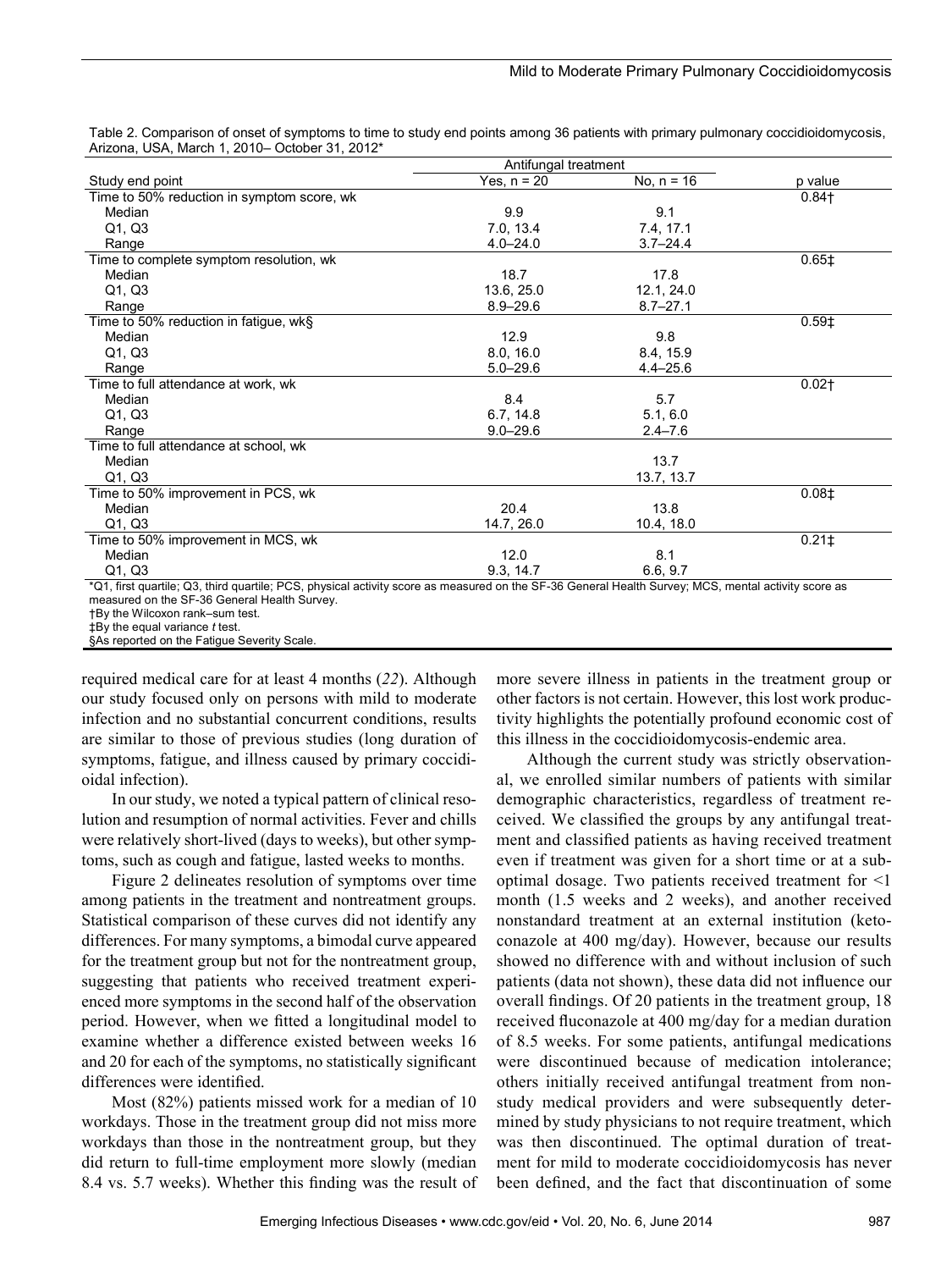Table 2. Comparison of onset of symptoms to time to study end points among 36 patients with primary pulmonary coccidioidomycosis, Arizona, USA, March 1, 2010– October 31, 2012*

| Study end point | Antifungal treatment, Yes, n = 20 | Antifungal treatment, No, n = 16 | p value |
|---|---|---|---|
| Time to 50% reduction in symptom score, wk | | | 0.84† |
| Median | 9.9 | 9.1 | |
| Q1, Q3 | 7.0, 13.4 | 7.4, 17.1 | |
| Range | 4.0–24.0 | 3.7–24.4 | |
| Time to complete symptom resolution, wk | | | 0.65‡ |
| Median | 18.7 | 17.8 | |
| Q1, Q3 | 13.6, 25.0 | 12.1, 24.0 | |
| Range | 8.9–29.6 | 8.7–27.1 | |
| Time to 50% reduction in fatigue, wk§ | | | 0.59‡ |
| Median | 12.9 | 9.8 | |
| Q1, Q3 | 8.0, 16.0 | 8.4, 15.9 | |
| Range | 5.0–29.6 | 4.4–25.6 | |
| Time to full attendance at work, wk | | | 0.02† |
| Median | 8.4 | 5.7 | |
| Q1, Q3 | 6.7, 14.8 | 5.1, 6.0 | |
| Range | 9.0–29.6 | 2.4–7.6 | |
| Time to full attendance at school, wk | | | |
| Median | | 13.7 | |
| Q1, Q3 | | 13.7, 13.7 | |
| Time to 50% improvement in PCS, wk | | | 0.08‡ |
| Median | 20.4 | 13.8 | |
| Q1, Q3 | 14.7, 26.0 | 10.4, 18.0 | |
| Time to 50% improvement in MCS, wk | | | 0.21‡ |
| Median | 12.0 | 8.1 | |
| Q1, Q3 | 9.3, 14.7 | 6.6, 9.7 | |

*Q1, first quartile; Q3, third quartile; PCS, physical activity score as measured on the SF-36 General Health Survey; MCS, mental activity score as measured on the SF-36 General Health Survey.
†By the Wilcoxon rank–sum test.
‡By the equal variance *t* test.
§As reported on the Fatigue Severity Scale.

required medical care for at least 4 months (*22*). Although our study focused only on persons with mild to moderate infection and no substantial concurrent conditions, results are similar to those of previous studies (long duration of symptoms, fatigue, and illness caused by primary coccidioidal infection).

In our study, we noted a typical pattern of clinical resolution and resumption of normal activities. Fever and chills were relatively short-lived (days to weeks), but other symptoms, such as cough and fatigue, lasted weeks to months.

Figure 2 delineates resolution of symptoms over time among patients in the treatment and nontreatment groups. Statistical comparison of these curves did not identify any differences. For many symptoms, a bimodal curve appeared for the treatment group but not for the nontreatment group, suggesting that patients who received treatment experienced more symptoms in the second half of the observation period. However, when we fitted a longitudinal model to examine whether a difference existed between weeks 16 and 20 for each of the symptoms, no statistically significant differences were identified.

Most (82%) patients missed work for a median of 10 workdays. Those in the treatment group did not miss more workdays than those in the nontreatment group, but they did return to full-time employment more slowly (median 8.4 vs. 5.7 weeks). Whether this finding was the result of more severe illness in patients in the treatment group or other factors is not certain. However, this lost work productivity highlights the potentially profound economic cost of this illness in the coccidioidomycosis-endemic area.

Although the current study was strictly observational, we enrolled similar numbers of patients with similar demographic characteristics, regardless of treatment received. We classified the groups by any antifungal treatment and classified patients as having received treatment even if treatment was given for a short time or at a suboptimal dosage. Two patients received treatment for <1 month (1.5 weeks and 2 weeks), and another received nonstandard treatment at an external institution (ketoconazole at 400 mg/day). However, because our results showed no difference with and without inclusion of such patients (data not shown), these data did not influence our overall findings. Of 20 patients in the treatment group, 18 received fluconazole at 400 mg/day for a median duration of 8.5 weeks. For some patients, antifungal medications were discontinued because of medication intolerance; others initially received antifungal treatment from nonstudy medical providers and were subsequently determined by study physicians to not require treatment, which was then discontinued. The optimal duration of treatment for mild to moderate coccidioidomycosis has never been defined, and the fact that discontinuation of some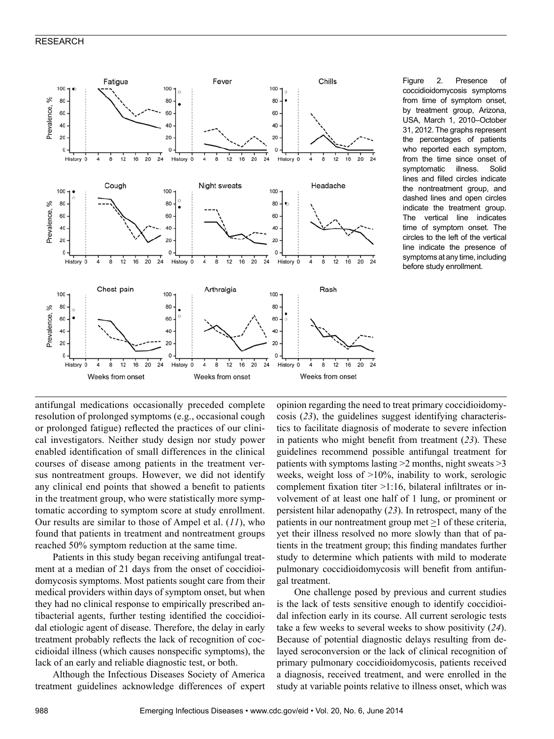Figure 2. Presence of coccidioidomycosis symptoms from time of symptom onset, by treatment group, Arizona, USA, March 1, 2010–October 31, 2012. The graphs represent the percentages of patients who reported each symptom, from the time since onset of symptomatic illness. Solid lines and filled circles indicate the nontreatment group, and dashed lines and open circles indicate the treatment group. The vertical line indicates time of symptom onset. The circles to the left of the vertical line indicate the presence of symptoms at any time, including before study enrollment.

antifungal medications occasionally preceded complete resolution of prolonged symptoms (e.g., occasional cough or prolonged fatigue) reflected the practices of our clinical investigators. Neither study design nor study power enabled identification of small differences in the clinical courses of disease among patients in the treatment versus nontreatment groups. However, we did not identify any clinical end points that showed a benefit to patients in the treatment group, who were statistically more symptomatic according to symptom score at study enrollment. Our results are similar to those of Ampel et al. (*11*), who found that patients in treatment and nontreatment groups reached 50% symptom reduction at the same time.

Patients in this study began receiving antifungal treatment at a median of 21 days from the onset of coccidioidomycosis symptoms. Most patients sought care from their medical providers within days of symptom onset, but when they had no clinical response to empirically prescribed antibacterial agents, further testing identified the coccidioidal etiologic agent of disease. Therefore, the delay in early treatment probably reflects the lack of recognition of coccidioidal illness (which causes nonspecific symptoms), the lack of an early and reliable diagnostic test, or both.

Although the Infectious Diseases Society of America treatment guidelines acknowledge differences of expert opinion regarding the need to treat primary coccidioidomycosis (*23*), the guidelines suggest identifying characteristics to facilitate diagnosis of moderate to severe infection in patients who might benefit from treatment (*23*). These guidelines recommend possible antifungal treatment for patients with symptoms lasting >2 months, night sweats >3 weeks, weight loss of >10%, inability to work, serologic complement fixation titer >1:16, bilateral infiltrates or involvement of at least one half of 1 lung, or prominent or persistent hilar adenopathy (*23*). In retrospect, many of the patients in our nontreatment group met $\geq$1 of these criteria, yet their illness resolved no more slowly than that of patients in the treatment group; this finding mandates further study to determine which patients with mild to moderate pulmonary coccidioidomycosis will benefit from antifungal treatment.

One challenge posed by previous and current studies is the lack of tests sensitive enough to identify coccidioidal infection early in its course. All current serologic tests take a few weeks to several weeks to show positivity (*24*). Because of potential diagnostic delays resulting from delayed seroconversion or the lack of clinical recognition of primary pulmonary coccidioidomycosis, patients received a diagnosis, received treatment, and were enrolled in the study at variable points relative to illness onset, which was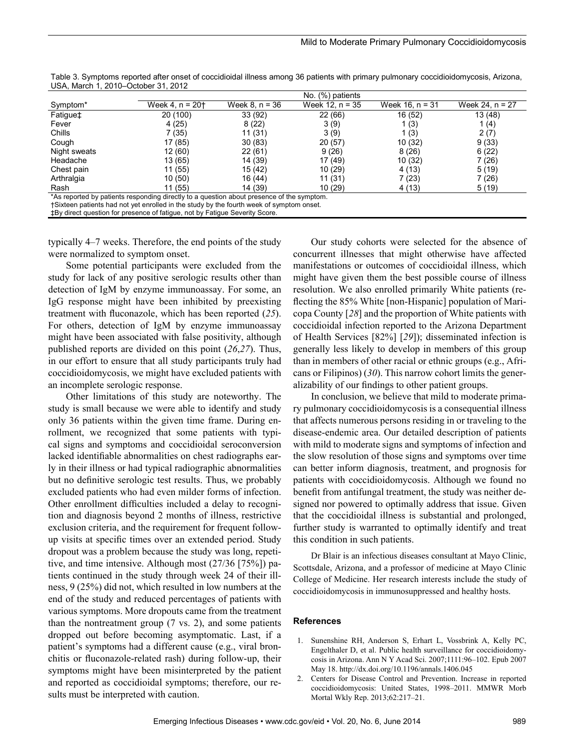Table 3. Symptoms reported after onset of coccidioidal illness among 36 patients with primary pulmonary coccidioidomycosis, Arizona, USA, March 1, 2010–October 31, 2012

| | No. (%) patients | | | | |
|---|---|---|---|---|---|
| Symptom* | Week 4, n = 20† | Week 8, n = 36 | Week 12, n = 35 | Week 16, n = 31 | Week 24, n = 27 |
| Fatigue‡ | 20 (100) | 33 (92) | 22 (66) | 16 (52) | 13 (48) |
| Fever | 4 (25) | 8 (22) | 3 (9) | 1 (3) | 1 (4) |
| Chills | 7 (35) | 11 (31) | 3 (9) | 1 (3) | 2 (7) |
| Cough | 17 (85) | 30 (83) | 20 (57) | 10 (32) | 9 (33) |
| Night sweats | 12 (60) | 22 (61) | 9 (26) | 8 (26) | 6 (22) |
| Headache | 13 (65) | 14 (39) | 17 (49) | 10 (32) | 7 (26) |
| Chest pain | 11 (55) | 15 (42) | 10 (29) | 4 (13) | 5 (19) |
| Arthralgia | 10 (50) | 16 (44) | 11 (31) | 7 (23) | 7 (26) |
| Rash | 11 (55) | 14 (39) | 10 (29) | 4 (13) | 5 (19) |

*As reported by patients responding directly to a question about presence of the symptom.
†Sixteen patients had not yet enrolled in the study by the fourth week of symptom onset.
‡By direct question for presence of fatigue, not by Fatigue Severity Score.

typically 4–7 weeks. Therefore, the end points of the study were normalized to symptom onset.

Some potential participants were excluded from the study for lack of any positive serologic results other than detection of IgM by enzyme immunoassay. For some, an IgG response might have been inhibited by preexisting treatment with fluconazole, which has been reported (*25*). For others, detection of IgM by enzyme immunoassay might have been associated with false positivity, although published reports are divided on this point (*26*,*27*). Thus, in our effort to ensure that all study participants truly had coccidioidomycosis, we might have excluded patients with an incomplete serologic response.

Other limitations of this study are noteworthy. The study is small because we were able to identify and study only 36 patients within the given time frame. During enrollment, we recognized that some patients with typical signs and symptoms and coccidioidal seroconversion lacked identifiable abnormalities on chest radiographs early in their illness or had typical radiographic abnormalities but no definitive serologic test results. Thus, we probably excluded patients who had even milder forms of infection. Other enrollment difficulties included a delay to recognition and diagnosis beyond 2 months of illness, restrictive exclusion criteria, and the requirement for frequent follow-up visits at specific times over an extended period. Study dropout was a problem because the study was long, repetitive, and time intensive. Although most (27/36 [75%]) patients continued in the study through week 24 of their illness, 9 (25%) did not, which resulted in low numbers at the end of the study and reduced percentages of patients with various symptoms. More dropouts came from the treatment than the nontreatment group (7 vs. 2), and some patients dropped out before becoming asymptomatic. Last, if a patient's symptoms had a different cause (e.g., viral bronchitis or fluconazole-related rash) during follow-up, their symptoms might have been misinterpreted by the patient and reported as coccidioidal symptoms; therefore, our results must be interpreted with caution.

Our study cohorts were selected for the absence of concurrent illnesses that might otherwise have affected manifestations or outcomes of coccidioidal illness, which might have given them the best possible course of illness resolution. We also enrolled primarily White patients (reflecting the 85% White [non-Hispanic] population of Maricopa County [*28*] and the proportion of White patients with coccidioidal infection reported to the Arizona Department of Health Services [82%] [*29*]); disseminated infection is generally less likely to develop in members of this group than in members of other racial or ethnic groups (e.g., Africans or Filipinos) (*30*). This narrow cohort limits the generalizability of our findings to other patient groups.

In conclusion, we believe that mild to moderate primary pulmonary coccidioidomycosis is a consequential illness that affects numerous persons residing in or traveling to the disease-endemic area. Our detailed description of patients with mild to moderate signs and symptoms of infection and the slow resolution of those signs and symptoms over time can better inform diagnosis, treatment, and prognosis for patients with coccidioidomycosis. Although we found no benefit from antifungal treatment, the study was neither designed nor powered to optimally address that issue. Given that the coccidioidal illness is substantial and prolonged, further study is warranted to optimally identify and treat this condition in such patients.

Dr Blair is an infectious diseases consultant at Mayo Clinic, Scottsdale, Arizona, and a professor of medicine at Mayo Clinic College of Medicine. Her research interests include the study of coccidioidomycosis in immunosuppressed and healthy hosts.

## References

1. Sunenshine RH, Anderson S, Erhart L, Vossbrink A, Kelly PC, Engelthaler D, et al. Public health surveillance for coccidioidomycosis in Arizona. Ann N Y Acad Sci. 2007;1111:96–102. Epub 2007 May 18. http://dx.doi.org/10.1196/annals.1406.045
2. Centers for Disease Control and Prevention. Increase in reported coccidioidomycosis: United States, 1998–2011. MMWR Morb Mortal Wkly Rep. 2013;62:217–21.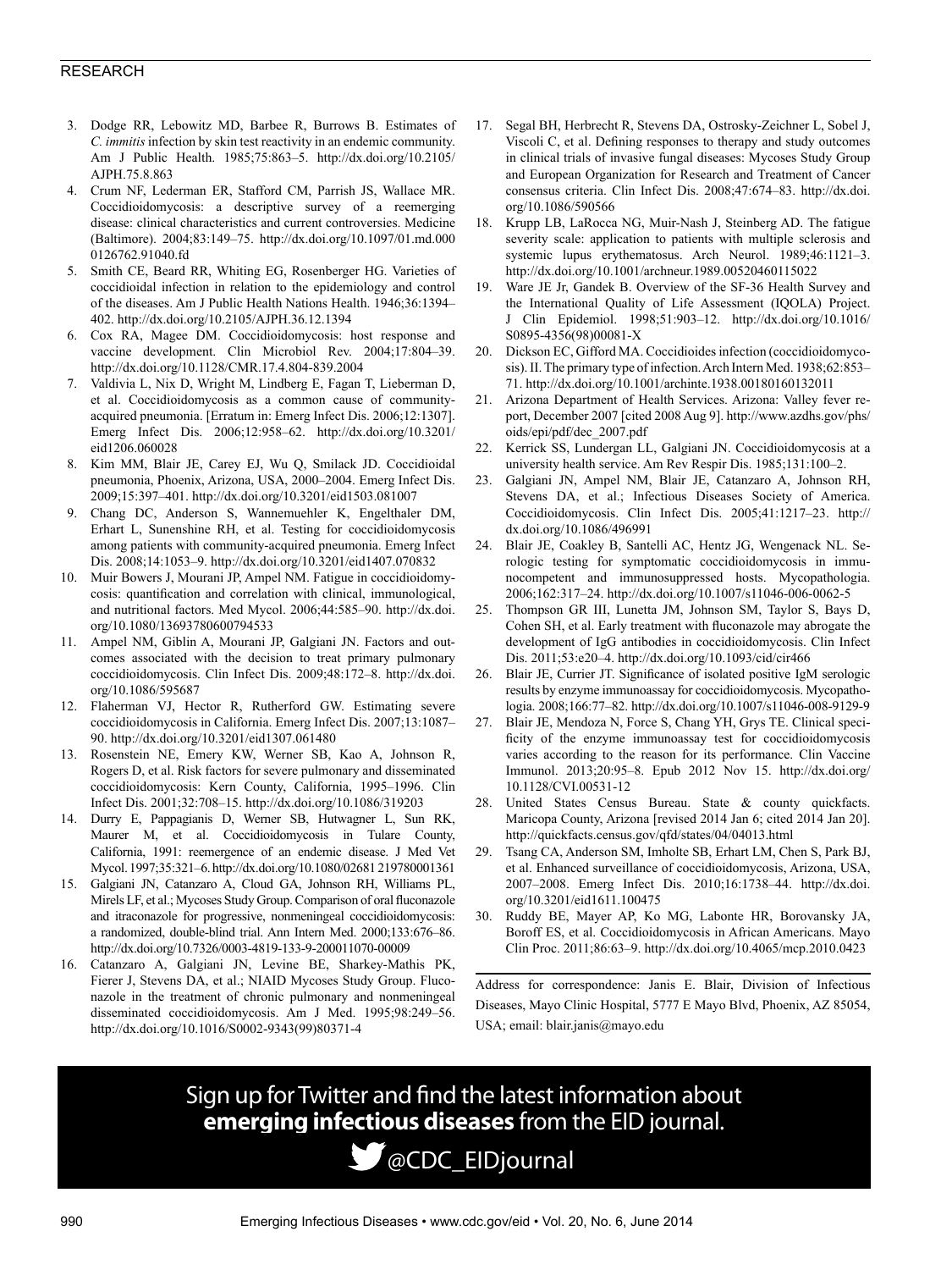3. Dodge RR, Lebowitz MD, Barbee R, Burrows B. Estimates of *C. immitis* infection by skin test reactivity in an endemic community. Am J Public Health. 1985;75:863–5. http://dx.doi.org/10.2105/AJPH.75.8.863
4. Crum NF, Lederman ER, Stafford CM, Parrish JS, Wallace MR. Coccidioidomycosis: a descriptive survey of a reemerging disease: clinical characteristics and current controversies. Medicine (Baltimore). 2004;83:149–75. http://dx.doi.org/10.1097/01.md.0000126762.91040.fd
5. Smith CE, Beard RR, Whiting EG, Rosenberger HG. Varieties of coccidioidal infection in relation to the epidemiology and control of the diseases. Am J Public Health Nations Health. 1946;36:1394–402. http://dx.doi.org/10.2105/AJPH.36.12.1394
6. Cox RA, Magee DM. Coccidioidomycosis: host response and vaccine development. Clin Microbiol Rev. 2004;17:804–39. http://dx.doi.org/10.1128/CMR.17.4.804-839.2004
7. Valdivia L, Nix D, Wright M, Lindberg E, Fagan T, Lieberman D, et al. Coccidioidomycosis as a common cause of community-acquired pneumonia. [Erratum in: Emerg Infect Dis. 2006;12:1307]. Emerg Infect Dis. 2006;12:958–62. http://dx.doi.org/10.3201/eid1206.060028
8. Kim MM, Blair JE, Carey EJ, Wu Q, Smilack JD. Coccidioidal pneumonia, Phoenix, Arizona, USA, 2000–2004. Emerg Infect Dis. 2009;15:397–401. http://dx.doi.org/10.3201/eid1503.081007
9. Chang DC, Anderson S, Wannemuehler K, Engelthaler DM, Erhart L, Sunenshine RH, et al. Testing for coccidioidomycosis among patients with community-acquired pneumonia. Emerg Infect Dis. 2008;14:1053–9. http://dx.doi.org/10.3201/eid1407.070832
10. Muir Bowers J, Mourani JP, Ampel NM. Fatigue in coccidioidomycosis: quantification and correlation with clinical, immunological, and nutritional factors. Med Mycol. 2006;44:585–90. http://dx.doi.org/10.1080/13693780600794533
11. Ampel NM, Giblin A, Mourani JP, Galgiani JN. Factors and outcomes associated with the decision to treat primary pulmonary coccidioidomycosis. Clin Infect Dis. 2009;48:172–8. http://dx.doi.org/10.1086/595687
12. Flaherman VJ, Hector R, Rutherford GW. Estimating severe coccidioidomycosis in California. Emerg Infect Dis. 2007;13:1087–90. http://dx.doi.org/10.3201/eid1307.061480
13. Rosenstein NE, Emery KW, Werner SB, Kao A, Johnson R, Rogers D, et al. Risk factors for severe pulmonary and disseminated coccidioidomycosis: Kern County, California, 1995–1996. Clin Infect Dis. 2001;32:708–15. http://dx.doi.org/10.1086/319203
14. Durry E, Pappagianis D, Werner SB, Hutwagner L, Sun RK, Maurer M, et al. Coccidioidomycosis in Tulare County, California, 1991: reemergence of an endemic disease. J Med Vet Mycol. 1997;35:321–6. http://dx.doi.org/10.1080/02681 219780001361
15. Galgiani JN, Catanzaro A, Cloud GA, Johnson RH, Williams PL, Mirels LF, et al.; Mycoses Study Group. Comparison of oral fluconazole and itraconazole for progressive, nonmeningeal coccidioidomycosis: a randomized, double-blind trial. Ann Intern Med. 2000;133:676–86. http://dx.doi.org/10.7326/0003-4819-133-9-200011070-00009
16. Catanzaro A, Galgiani JN, Levine BE, Sharkey-Mathis PK, Fierer J, Stevens DA, et al.; NIAID Mycoses Study Group. Fluconazole in the treatment of chronic pulmonary and nonmeningeal disseminated coccidioidomycosis. Am J Med. 1995;98:249–56. http://dx.doi.org/10.1016/S0002-9343(99)80371-4
17. Segal BH, Herbrecht R, Stevens DA, Ostrosky-Zeichner L, Sobel J, Viscoli C, et al. Defining responses to therapy and study outcomes in clinical trials of invasive fungal diseases: Mycoses Study Group and European Organization for Research and Treatment of Cancer consensus criteria. Clin Infect Dis. 2008;47:674–83. http://dx.doi.org/10.1086/590566
18. Krupp LB, LaRocca NG, Muir-Nash J, Steinberg AD. The fatigue severity scale: application to patients with multiple sclerosis and systemic lupus erythematosus. Arch Neurol. 1989;46:1121–3. http://dx.doi.org/10.1001/archneur.1989.00520460115022
19. Ware JE Jr, Gandek B. Overview of the SF-36 Health Survey and the International Quality of Life Assessment (IQOLA) Project. J Clin Epidemiol. 1998;51:903–12. http://dx.doi.org/10.1016/S0895-4356(98)00081-X
20. Dickson EC, Gifford MA. Coccidioides infection (coccidioidomycosis). II. The primary type of infection. Arch Intern Med. 1938;62:853–71. http://dx.doi.org/10.1001/archinte.1938.00180160132011
21. Arizona Department of Health Services. Arizona: Valley fever report, December 2007 [cited 2008 Aug 9]. http://www.azdhs.gov/phs/oids/epi/pdf/dec_2007.pdf
22. Kerrick SS, Lundergan LL, Galgiani JN. Coccidioidomycosis at a university health service. Am Rev Respir Dis. 1985;131:100–2.
23. Galgiani JN, Ampel NM, Blair JE, Catanzaro A, Johnson RH, Stevens DA, et al.; Infectious Diseases Society of America. Coccidioidomycosis. Clin Infect Dis. 2005;41:1217–23. http://dx.doi.org/10.1086/496991
24. Blair JE, Coakley B, Santelli AC, Hentz JG, Wengenack NL. Serologic testing for symptomatic coccidioidomycosis in immunocompetent and immunosuppressed hosts. Mycopathologia. 2006;162:317–24. http://dx.doi.org/10.1007/s11046-006-0062-5
25. Thompson GR III, Lunetta JM, Johnson SM, Taylor S, Bays D, Cohen SH, et al. Early treatment with fluconazole may abrogate the development of IgG antibodies in coccidioidomycosis. Clin Infect Dis. 2011;53:e20–4. http://dx.doi.org/10.1093/cid/cir466
26. Blair JE, Currier JT. Significance of isolated positive IgM serologic results by enzyme immunoassay for coccidioidomycosis. Mycopathologia. 2008;166:77–82. http://dx.doi.org/10.1007/s11046-008-9129-9
27. Blair JE, Mendoza N, Force S, Chang YH, Grys TE. Clinical specificity of the enzyme immunoassay test for coccidioidomycosis varies according to the reason for its performance. Clin Vaccine Immunol. 2013;20:95–8. Epub 2012 Nov 15. http://dx.doi.org/10.1128/CVI.00531-12
28. United States Census Bureau. State & county quickfacts. Maricopa County, Arizona [revised 2014 Jan 6; cited 2014 Jan 20]. http://quickfacts.census.gov/qfd/states/04/04013.html
29. Tsang CA, Anderson SM, Imholte SB, Erhart LM, Chen S, Park BJ, et al. Enhanced surveillance of coccidioidomycosis, Arizona, USA, 2007–2008. Emerg Infect Dis. 2010;16:1738–44. http://dx.doi.org/10.3201/eid1611.100475
30. Ruddy BE, Mayer AP, Ko MG, Labonte HR, Borovansky JA, Boroff ES, et al. Coccidioidomycosis in African Americans. Mayo Clin Proc. 2011;86:63–9. http://dx.doi.org/10.4065/mcp.2010.0423

Address for correspondence: Janis E. Blair, Division of Infectious Diseases, Mayo Clinic Hospital, 5777 E Mayo Blvd, Phoenix, AZ 85054, USA; email: blair.janis@mayo.edu

Sign up for Twitter and find the latest information about **emerging infectious diseases** from the EID journal.

@CDC_EIDjournal